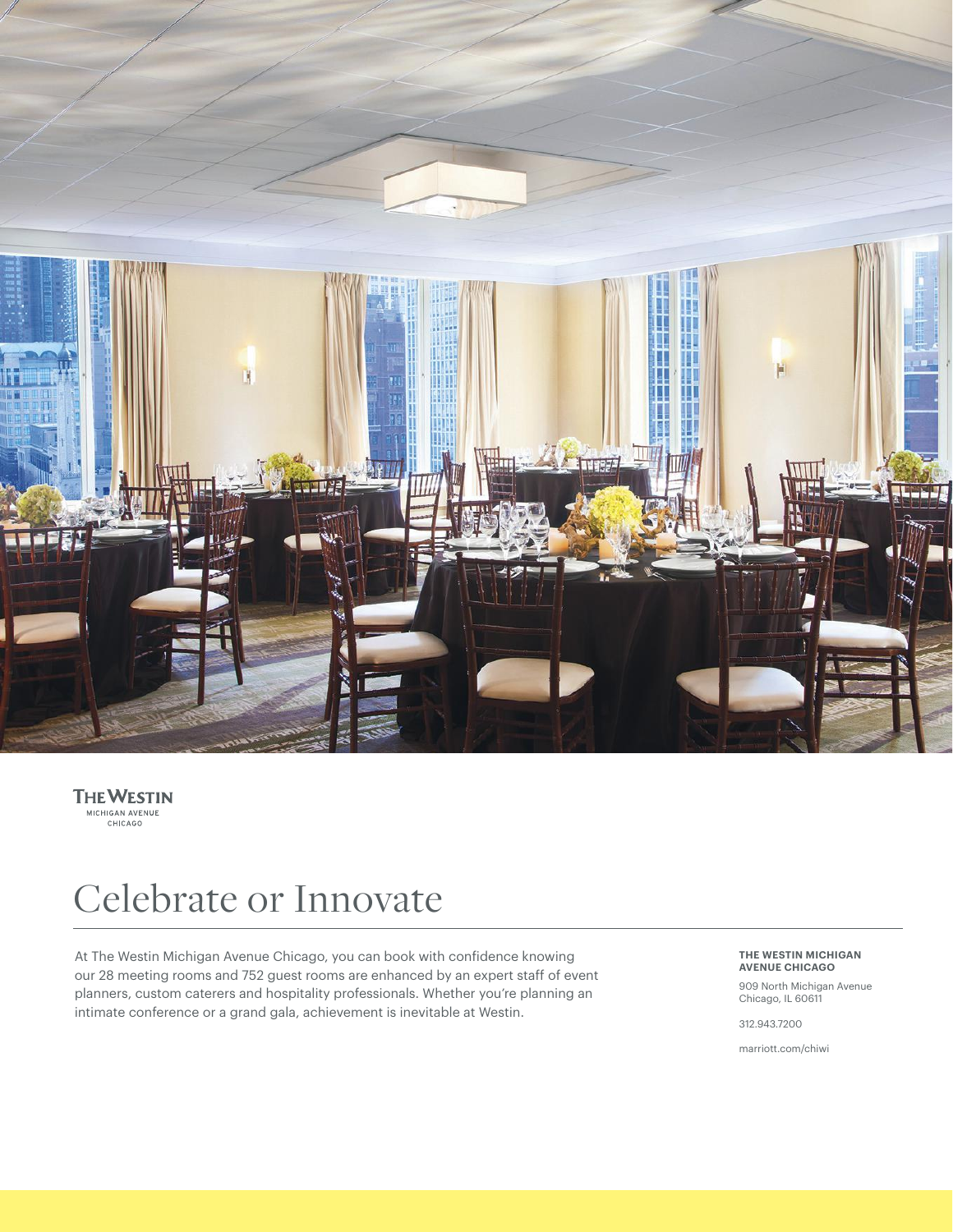THE WESTIN
MICHIGAN AVENUE
CHICAGO

# Celebrate or Innovate

At The Westin Michigan Avenue Chicago, you can book with confidence knowing our 28 meeting rooms and 752 guest rooms are enhanced by an expert staff of event planners, custom caterers and hospitality professionals. Whether you're planning an intimate conference or a grand gala, achievement is inevitable at Westin.

**THE WESTIN MICHIGAN AVENUE CHICAGO**

909 North Michigan Avenue
Chicago, IL 60611

312.943.7200

marriott.com/chiwi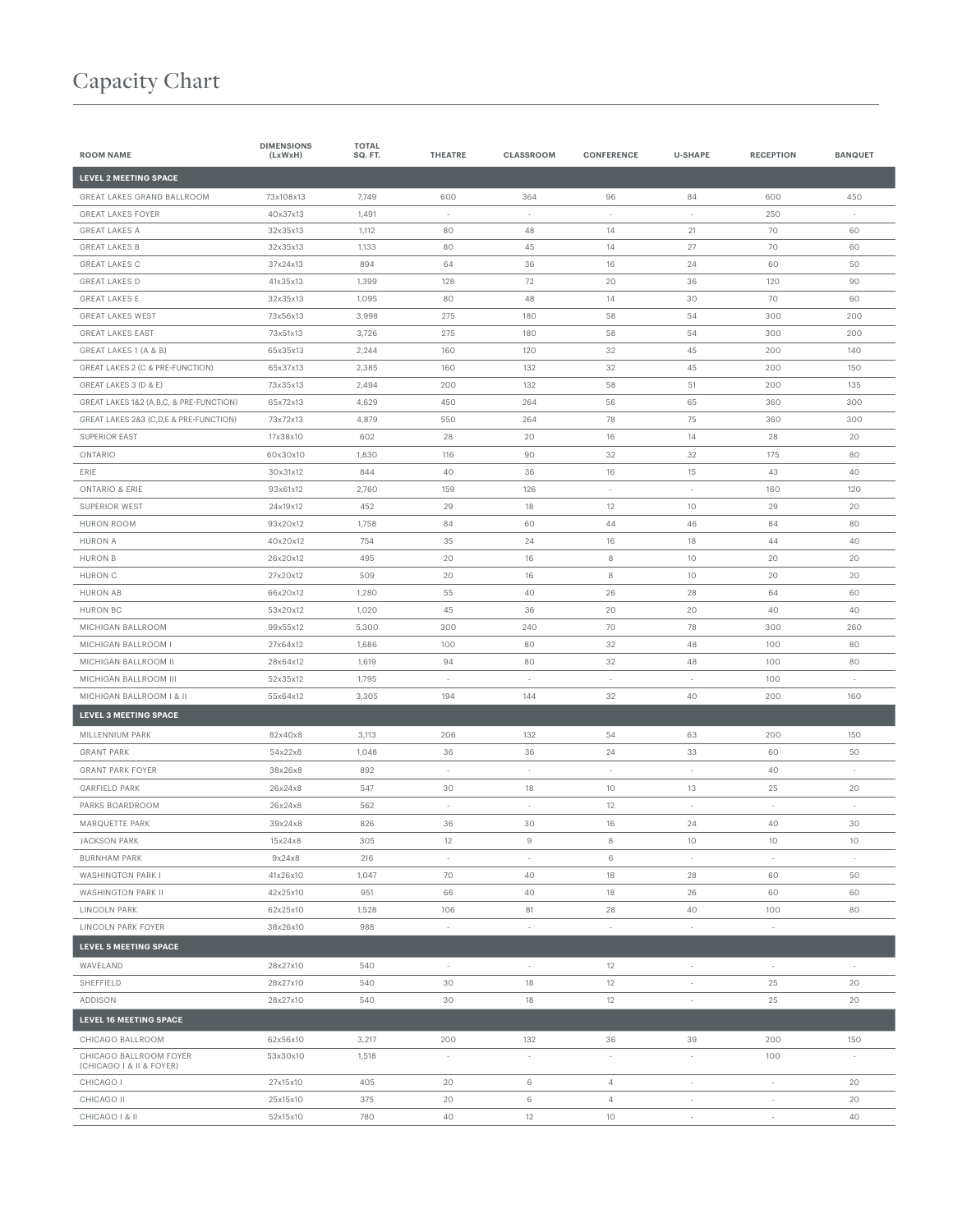# Capacity Chart

| ROOM NAME | DIMENSIONS (LxWxH) | TOTAL SQ. FT. | THEATRE | CLASSROOM | CONFERENCE | U-SHAPE | RECEPTION | BANQUET |
|---|---|---|---|---|---|---|---|---|
| **LEVEL 2 MEETING SPACE** | | | | | | | | |
| GREAT LAKES GRAND BALLROOM | 73x108x13 | 7,749 | 600 | 364 | 96 | 84 | 600 | 450 |
| GREAT LAKES FOYER | 40x37x13 | 1,491 | - | - | - | - | 250 | - |
| GREAT LAKES A | 32x35x13 | 1,112 | 80 | 48 | 14 | 21 | 70 | 60 |
| GREAT LAKES B | 32x35x13 | 1,133 | 80 | 45 | 14 | 27 | 70 | 60 |
| GREAT LAKES C | 37x24x13 | 894 | 64 | 36 | 16 | 24 | 60 | 50 |
| GREAT LAKES D | 41x35x13 | 1,399 | 128 | 72 | 20 | 36 | 120 | 90 |
| GREAT LAKES E | 32x35x13 | 1,095 | 80 | 48 | 14 | 30 | 70 | 60 |
| GREAT LAKES WEST | 73x56x13 | 3,998 | 275 | 180 | 58 | 54 | 300 | 200 |
| GREAT LAKES EAST | 73x51x13 | 3,726 | 275 | 180 | 58 | 54 | 300 | 200 |
| GREAT LAKES 1 (A & B) | 65x35x13 | 2,244 | 160 | 120 | 32 | 45 | 200 | 140 |
| GREAT LAKES 2 (C & PRE-FUNCTION) | 65x37x13 | 2,385 | 160 | 132 | 32 | 45 | 200 | 150 |
| GREAT LAKES 3 (D & E) | 73x35x13 | 2,494 | 200 | 132 | 58 | 51 | 200 | 135 |
| GREAT LAKES 1&2 (A,B,C, & PRE-FUNCTION) | 65x72x13 | 4,629 | 450 | 264 | 56 | 65 | 360 | 300 |
| GREAT LAKES 2&3 (C,D,E & PRE-FUNCTION) | 73x72x13 | 4,879 | 550 | 264 | 78 | 75 | 360 | 300 |
| SUPERIOR EAST | 17x38x10 | 602 | 28 | 20 | 16 | 14 | 28 | 20 |
| ONTARIO | 60x30x10 | 1,830 | 116 | 90 | 32 | 32 | 175 | 80 |
| ERIE | 30x31x12 | 844 | 40 | 36 | 16 | 15 | 43 | 40 |
| ONTARIO & ERIE | 93x61x12 | 2,760 | 159 | 126 | - | - | 160 | 120 |
| SUPERIOR WEST | 24x19x12 | 452 | 29 | 18 | 12 | 10 | 29 | 20 |
| HURON ROOM | 93x20x12 | 1,758 | 84 | 60 | 44 | 46 | 84 | 80 |
| HURON A | 40x20x12 | 754 | 35 | 24 | 16 | 18 | 44 | 40 |
| HURON B | 26x20x12 | 495 | 20 | 16 | 8 | 10 | 20 | 20 |
| HURON C | 27x20x12 | 509 | 20 | 16 | 8 | 10 | 20 | 20 |
| HURON AB | 66x20x12 | 1,280 | 55 | 40 | 26 | 28 | 64 | 60 |
| HURON BC | 53x20x12 | 1,020 | 45 | 36 | 20 | 20 | 40 | 40 |
| MICHIGAN BALLROOM | 99x55x12 | 5,300 | 300 | 240 | 70 | 78 | 300 | 260 |
| MICHIGAN BALLROOM I | 27x64x12 | 1,686 | 100 | 80 | 32 | 48 | 100 | 80 |
| MICHIGAN BALLROOM II | 28x64x12 | 1,619 | 94 | 80 | 32 | 48 | 100 | 80 |
| MICHIGAN BALLROOM III | 52x35x12 | 1,795 | - | - | - | - | 100 | - |
| MICHIGAN BALLROOM I & II | 55x64x12 | 3,305 | 194 | 144 | 32 | 40 | 200 | 160 |
| **LEVEL 3 MEETING SPACE** | | | | | | | | |
| MILLENNIUM PARK | 82x40x8 | 3,113 | 206 | 132 | 54 | 63 | 200 | 150 |
| GRANT PARK | 54x22x8 | 1,048 | 36 | 36 | 24 | 33 | 60 | 50 |
| GRANT PARK FOYER | 38x26x8 | 892 | - | - | - | - | 40 | - |
| GARFIELD PARK | 26x24x8 | 547 | 30 | 18 | 10 | 13 | 25 | 20 |
| PARKS BOARDROOM | 26x24x8 | 562 | - | - | 12 | - | - | - |
| MARQUETTE PARK | 39x24x8 | 826 | 36 | 30 | 16 | 24 | 40 | 30 |
| JACKSON PARK | 15x24x8 | 305 | 12 | 9 | 8 | 10 | 10 | 10 |
| BURNHAM PARK | 9x24x8 | 216 | - | - | 6 | - | - | - |
| WASHINGTON PARK I | 41x26x10 | 1,047 | 70 | 40 | 18 | 28 | 60 | 50 |
| WASHINGTON PARK II | 42x25x10 | 951 | 66 | 40 | 18 | 26 | 60 | 60 |
| LINCOLN PARK | 62x25x10 | 1,528 | 106 | 81 | 28 | 40 | 100 | 80 |
| LINCOLN PARK FOYER | 38x26x10 | 988 | - | - | - | - | - | |
| **LEVEL 5 MEETING SPACE** | | | | | | | | |
| WAVELAND | 28x27x10 | 540 | - | - | 12 | - | - | - |
| SHEFFIELD | 28x27x10 | 540 | 30 | 18 | 12 | - | 25 | 20 |
| ADDISON | 28x27x10 | 540 | 30 | 18 | 12 | - | 25 | 20 |
| **LEVEL 16 MEETING SPACE** | | | | | | | | |
| CHICAGO BALLROOM | 62x56x10 | 3,217 | 200 | 132 | 36 | 39 | 200 | 150 |
| CHICAGO BALLROOM FOYER (CHICAGO I & II & FOYER) | 53x30x10 | 1,518 | - | - | - | - | 100 | - |
| CHICAGO I | 27x15x10 | 405 | 20 | 6 | 4 | - | - | 20 |
| CHICAGO II | 25x15x10 | 375 | 20 | 6 | 4 | - | - | 20 |
| CHICAGO I & II | 52x15x10 | 780 | 40 | 12 | 10 | - | - | 40 |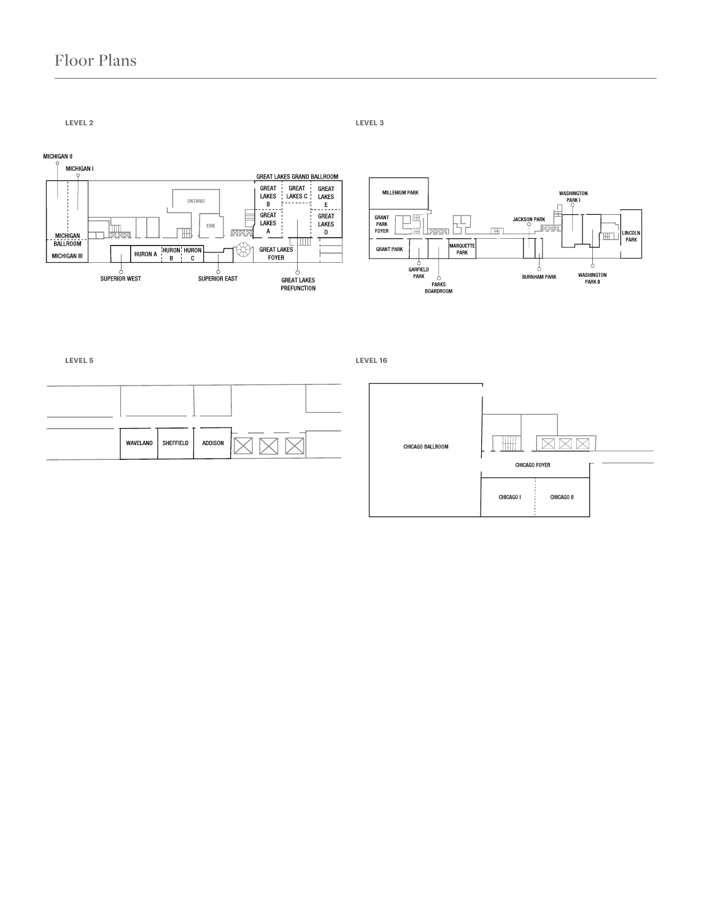# Floor Plans

## LEVEL 2

MICHIGAN II
MICHIGAN I
MICHIGAN BALLROOM
MICHIGAN III
ONTARIO
ERIE
HURON A
HURON B
HURON C
SUPERIOR WEST
SUPERIOR EAST
GREAT LAKES GRAND BALLROOM
GREAT LAKES B
GREAT LAKES C
GREAT LAKES E
GREAT LAKES A
GREAT LAKES D
GREAT LAKES FOYER
GREAT LAKES PREFUNCTION

## LEVEL 3

MILLENIUM PARK
GRANT PARK FOYER
GRANT PARK
GARFIELD PARK
PARKS BOARDROOM
MARQUETTE PARK
JACKSON PARK
BURNHAM PARK
WASHINGTON PARK I
WASHINGTON PARK II
LINCOLN PARK

## LEVEL 5

WAVELAND
SHEFFIELD
ADDISON

## LEVEL 16

CHICAGO BALLROOM
CHICAGO FOYER
CHICAGO I
CHICAGO II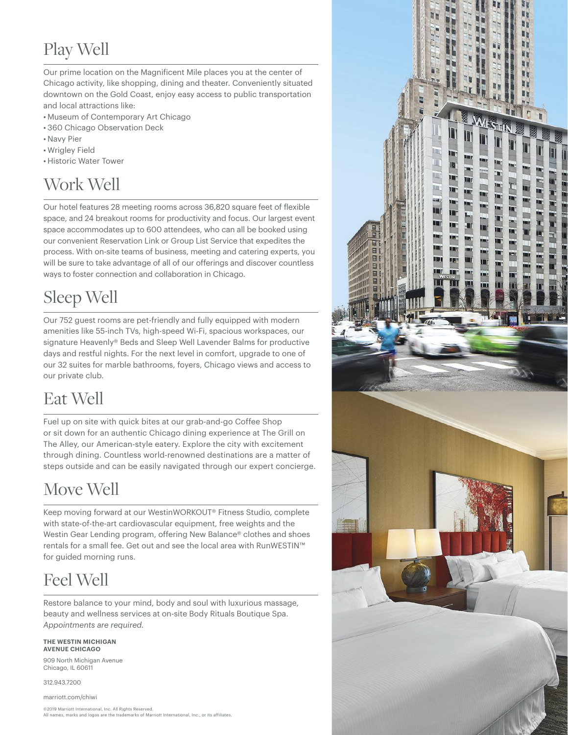## Play Well

Our prime location on the Magnificent Mile places you at the center of Chicago activity, like shopping, dining and theater. Conveniently situated downtown on the Gold Coast, enjoy easy access to public transportation and local attractions like:

- Museum of Contemporary Art Chicago
- 360 Chicago Observation Deck
- Navy Pier
- Wrigley Field
- Historic Water Tower

## Work Well

Our hotel features 28 meeting rooms across 36,820 square feet of flexible space, and 24 breakout rooms for productivity and focus. Our largest event space accommodates up to 600 attendees, who can all be booked using our convenient Reservation Link or Group List Service that expedites the process. With on-site teams of business, meeting and catering experts, you will be sure to take advantage of all of our offerings and discover countless ways to foster connection and collaboration in Chicago.

## Sleep Well

Our 752 guest rooms are pet-friendly and fully equipped with modern amenities like 55-inch TVs, high-speed Wi-Fi, spacious workspaces, our signature Heavenly® Beds and Sleep Well Lavender Balms for productive days and restful nights. For the next level in comfort, upgrade to one of our 32 suites for marble bathrooms, foyers, Chicago views and access to our private club.

## Eat Well

Fuel up on site with quick bites at our grab-and-go Coffee Shop or sit down for an authentic Chicago dining experience at The Grill on The Alley, our American-style eatery. Explore the city with excitement through dining. Countless world-renowned destinations are a matter of steps outside and can be easily navigated through our expert concierge.

## Move Well

Keep moving forward at our WestinWORKOUT® Fitness Studio, complete with state-of-the-art cardiovascular equipment, free weights and the Westin Gear Lending program, offering New Balance® clothes and shoes rentals for a small fee. Get out and see the local area with RunWESTIN™ for guided morning runs.

## Feel Well

Restore balance to your mind, body and soul with luxurious massage, beauty and wellness services at on-site Body Rituals Boutique Spa. *Appointments are required.*

**THE WESTIN MICHIGAN AVENUE CHICAGO**

909 North Michigan Avenue
Chicago, IL 60611

312.943.7200

marriott.com/chiwi

©2019 Marriott International, Inc. All Rights Reserved.
All names, marks and logos are the trademarks of Marriott International, Inc., or its affiliates.